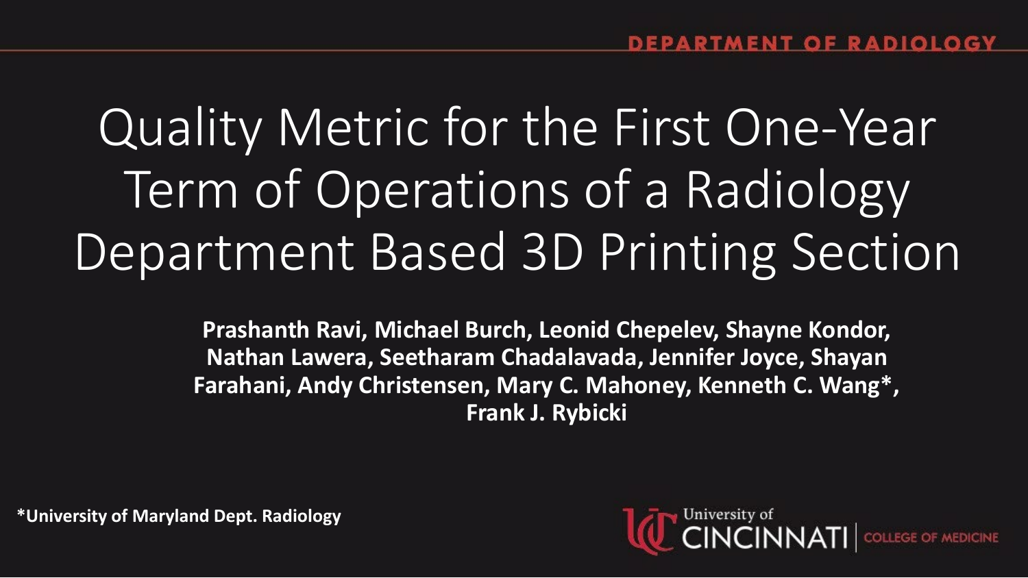DEPARTMENT OF RADIOLOGY

# Quality Metric for the First One-Year Term of Operations of a Radiology Department Based 3D Printing Section

**Prashanth Ravi, Michael Burch, Leonid Chepelev, Shayne Kondor, Nathan Lawera, Seetharam Chadalavada, Jennifer Joyce, Shayan Farahani, Andy Christensen, Mary C. Mahoney, Kenneth C. Wang*, Frank J. Rybicki**

**\*University of Maryland Dept. Radiology**

University of Cincinnati | College of Medicine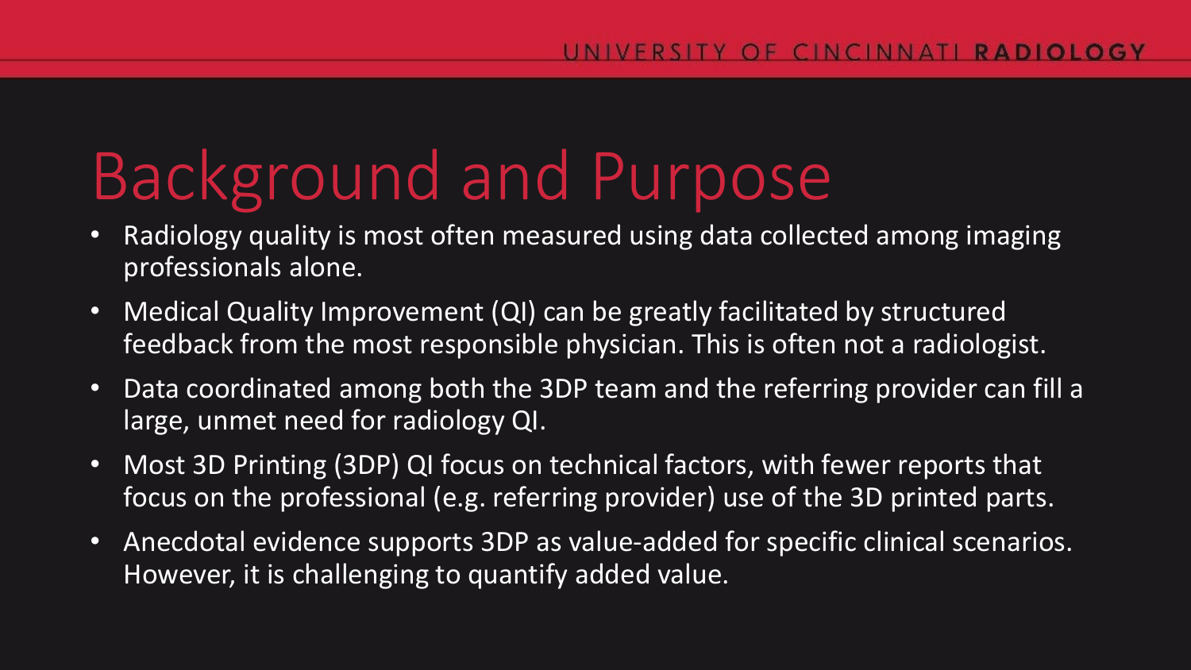# Background and Purpose

- Radiology quality is most often measured using data collected among imaging professionals alone.
- Medical Quality Improvement (QI) can be greatly facilitated by structured feedback from the most responsible physician. This is often not a radiologist.
- Data coordinated among both the 3DP team and the referring provider can fill a large, unmet need for radiology QI.
- Most 3D Printing (3DP) QI focus on technical factors, with fewer reports that focus on the professional (e.g. referring provider) use of the 3D printed parts.
- Anecdotal evidence supports 3DP as value-added for specific clinical scenarios. However, it is challenging to quantify added value.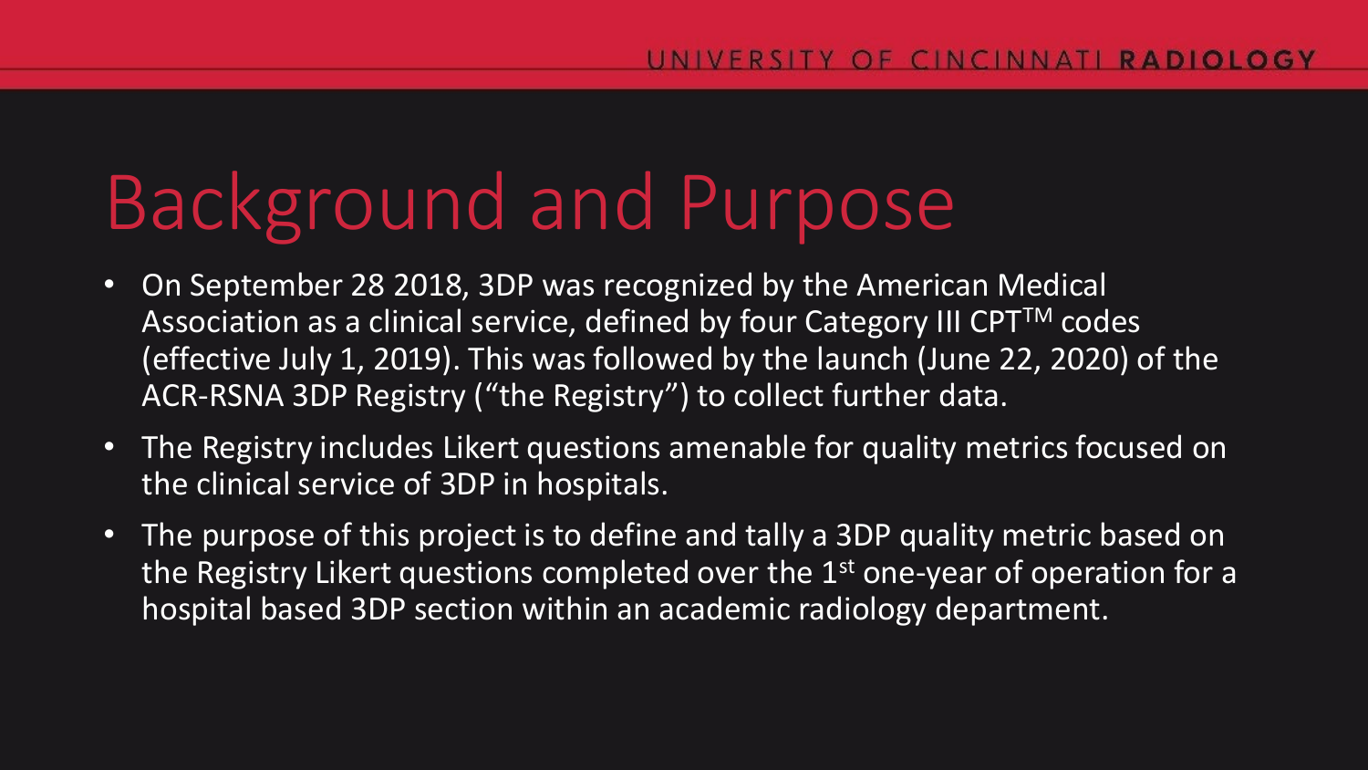# Background and Purpose

- On September 28 2018, 3DP was recognized by the American Medical Association as a clinical service, defined by four Category III CPT™ codes (effective July 1, 2019). This was followed by the launch (June 22, 2020) of the ACR-RSNA 3DP Registry ("the Registry") to collect further data.
- The Registry includes Likert questions amenable for quality metrics focused on the clinical service of 3DP in hospitals.
- The purpose of this project is to define and tally a 3DP quality metric based on the Registry Likert questions completed over the 1st one-year of operation for a hospital based 3DP section within an academic radiology department.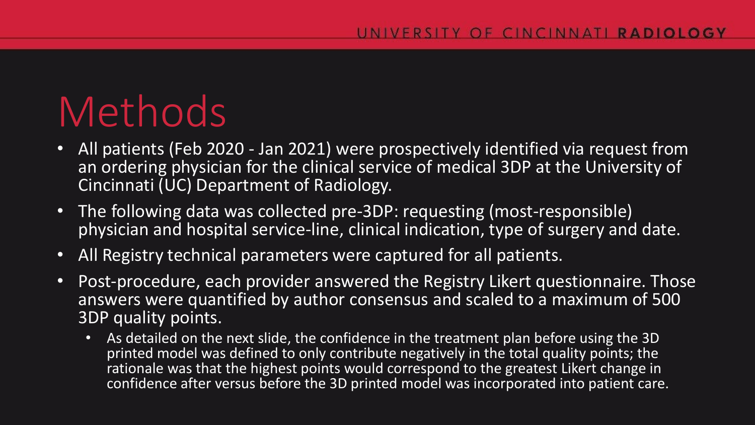# Methods

- All patients (Feb 2020 - Jan 2021) were prospectively identified via request from an ordering physician for the clinical service of medical 3DP at the University of Cincinnati (UC) Department of Radiology.
- The following data was collected pre-3DP: requesting (most-responsible) physician and hospital service-line, clinical indication, type of surgery and date.
- All Registry technical parameters were captured for all patients.
- Post-procedure, each provider answered the Registry Likert questionnaire. Those answers were quantified by author consensus and scaled to a maximum of 500 3DP quality points.
  - As detailed on the next slide, the confidence in the treatment plan before using the 3D printed model was defined to only contribute negatively in the total quality points; the rationale was that the highest points would correspond to the greatest Likert change in confidence after versus before the 3D printed model was incorporated into patient care.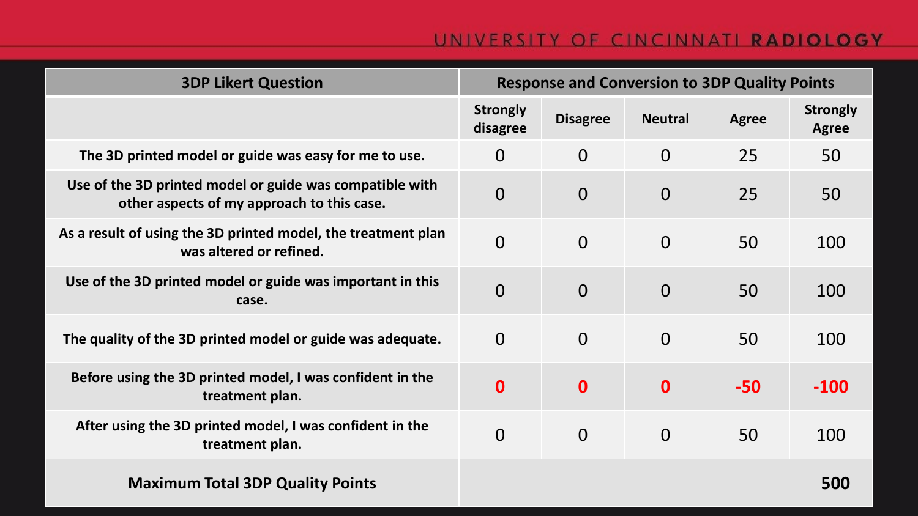| 3DP Likert Question | Response and Conversion to 3DP Quality Points | | | | |
|---|---|---|---|---|---|
| | Strongly disagree | Disagree | Neutral | Agree | Strongly Agree |
| The 3D printed model or guide was easy for me to use. | 0 | 0 | 0 | 25 | 50 |
| Use of the 3D printed model or guide was compatible with other aspects of my approach to this case. | 0 | 0 | 0 | 25 | 50 |
| As a result of using the 3D printed model, the treatment plan was altered or refined. | 0 | 0 | 0 | 50 | 100 |
| Use of the 3D printed model or guide was important in this case. | 0 | 0 | 0 | 50 | 100 |
| The quality of the 3D printed model or guide was adequate. | 0 | 0 | 0 | 50 | 100 |
| Before using the 3D printed model, I was confident in the treatment plan. | **0** | **0** | **0** | **-50** | **-100** |
| After using the 3D printed model, I was confident in the treatment plan. | 0 | 0 | 0 | 50 | 100 |
| **Maximum Total 3DP Quality Points** | | | | | **500** |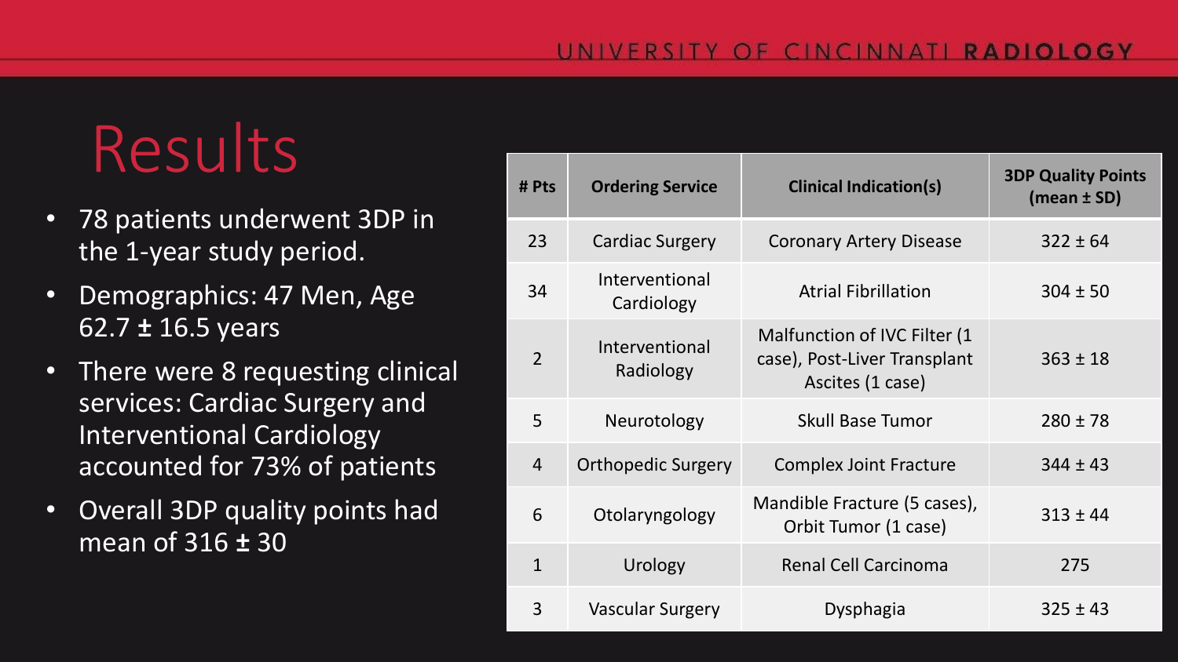# Results

- 78 patients underwent 3DP in the 1-year study period.
- Demographics: 47 Men, Age 62.7 **±** 16.5 years
- There were 8 requesting clinical services: Cardiac Surgery and Interventional Cardiology accounted for 73% of patients
- Overall 3DP quality points had mean of 316 **±** 30

| # Pts | Ordering Service | Clinical Indication(s) | 3DP Quality Points (mean ± SD) |
|---|---|---|---|
| 23 | Cardiac Surgery | Coronary Artery Disease | 322 ± 64 |
| 34 | Interventional Cardiology | Atrial Fibrillation | 304 ± 50 |
| 2 | Interventional Radiology | Malfunction of IVC Filter (1 case), Post-Liver Transplant Ascites (1 case) | 363 ± 18 |
| 5 | Neurotology | Skull Base Tumor | 280 ± 78 |
| 4 | Orthopedic Surgery | Complex Joint Fracture | 344 ± 43 |
| 6 | Otolaryngology | Mandible Fracture (5 cases), Orbit Tumor (1 case) | 313 ± 44 |
| 1 | Urology | Renal Cell Carcinoma | 275 |
| 3 | Vascular Surgery | Dysphagia | 325 ± 43 |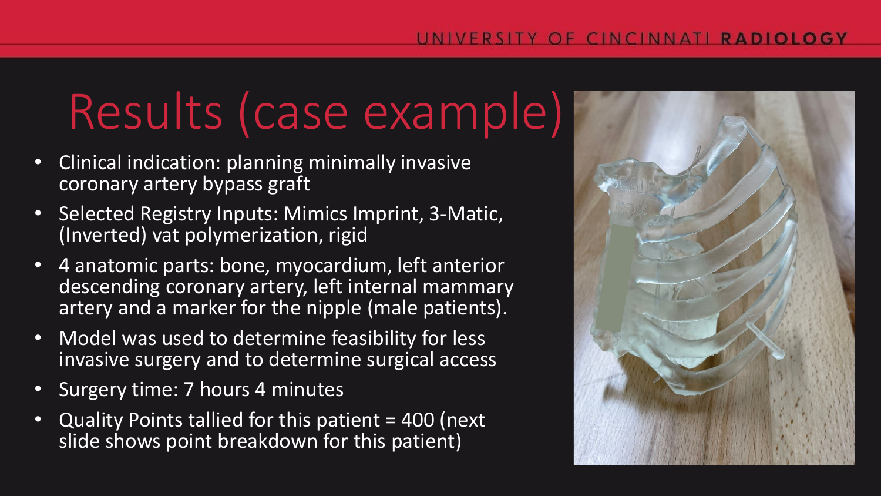# Results (case example)

- Clinical indication: planning minimally invasive coronary artery bypass graft
- Selected Registry Inputs: Mimics Imprint, 3-Matic, (Inverted) vat polymerization, rigid
- 4 anatomic parts: bone, myocardium, left anterior descending coronary artery, left internal mammary artery and a marker for the nipple (male patients).
- Model was used to determine feasibility for less invasive surgery and to determine surgical access
- Surgery time: 7 hours 4 minutes
- Quality Points tallied for this patient = 400 (next slide shows point breakdown for this patient)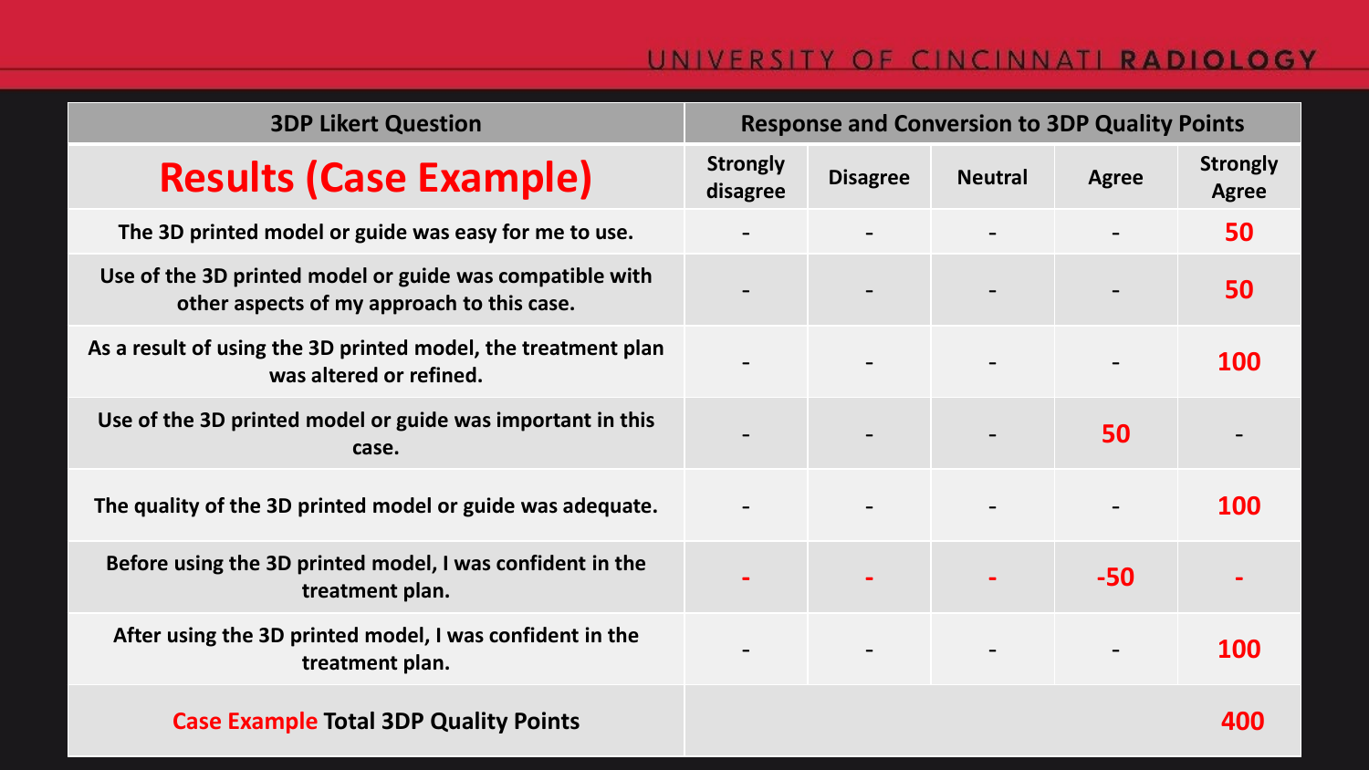| 3DP Likert Question | Response and Conversion to 3DP Quality Points | | | | |
|---|---|---|---|---|---|
| **Results (Case Example)** | Strongly disagree | Disagree | Neutral | Agree | Strongly Agree |
| The 3D printed model or guide was easy for me to use. | - | - | - | - | 50 |
| Use of the 3D printed model or guide was compatible with other aspects of my approach to this case. | - | - | - | - | 50 |
| As a result of using the 3D printed model, the treatment plan was altered or refined. | - | - | - | - | 100 |
| Use of the 3D printed model or guide was important in this case. | - | - | - | 50 | - |
| The quality of the 3D printed model or guide was adequate. | - | - | - | - | 100 |
| Before using the 3D printed model, I was confident in the treatment plan. | - | - | - | -50 | - |
| After using the 3D printed model, I was confident in the treatment plan. | - | - | - | - | 100 |
| **Case Example Total 3DP Quality Points** | | | | | 400 |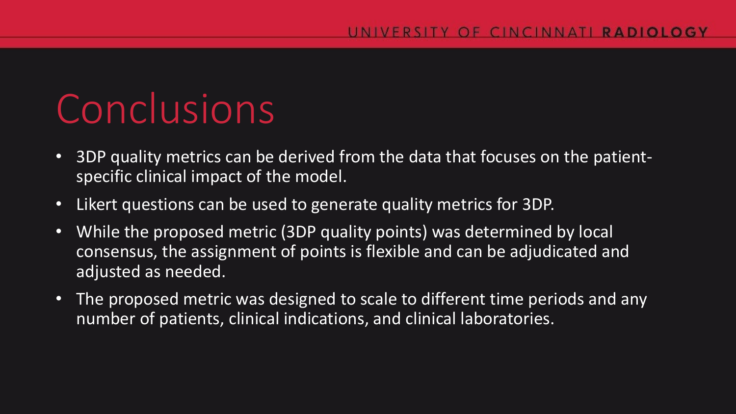# Conclusions

- 3DP quality metrics can be derived from the data that focuses on the patient-specific clinical impact of the model.
- Likert questions can be used to generate quality metrics for 3DP.
- While the proposed metric (3DP quality points) was determined by local consensus, the assignment of points is flexible and can be adjudicated and adjusted as needed.
- The proposed metric was designed to scale to different time periods and any number of patients, clinical indications, and clinical laboratories.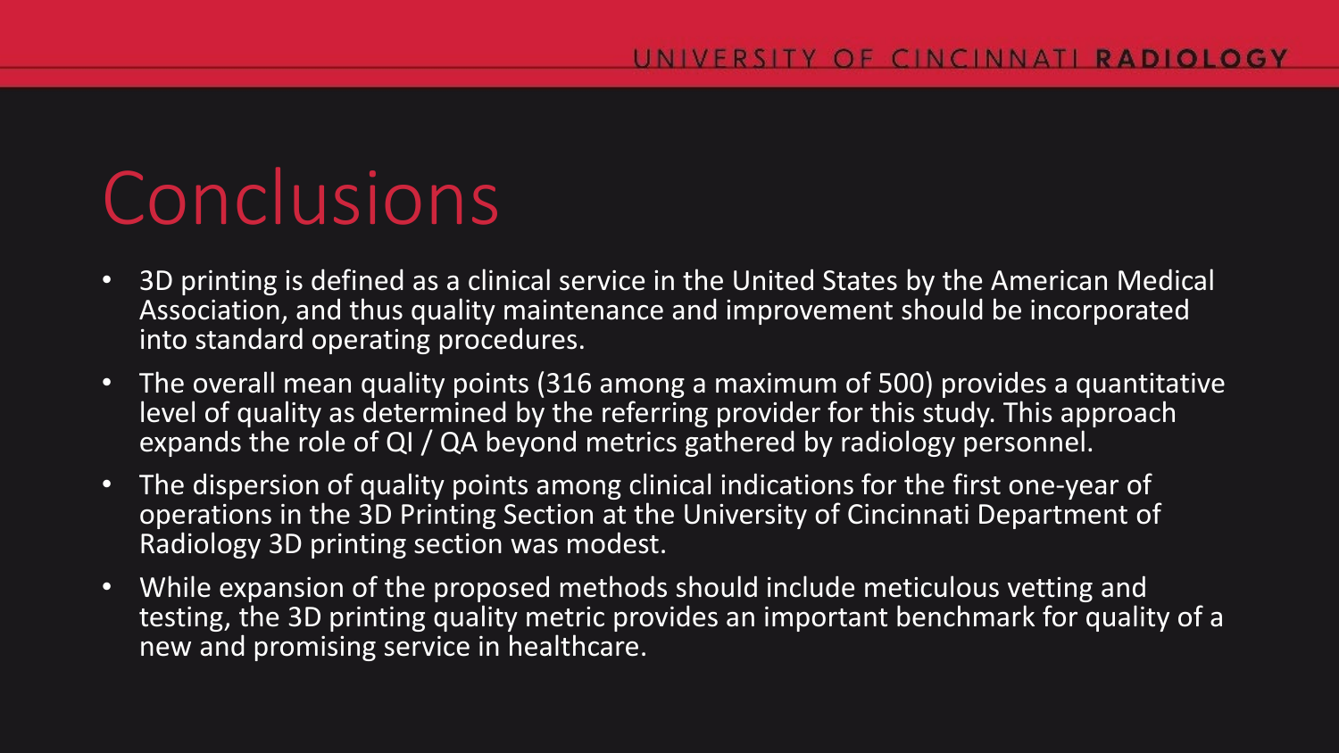# Conclusions

- 3D printing is defined as a clinical service in the United States by the American Medical Association, and thus quality maintenance and improvement should be incorporated into standard operating procedures.
- The overall mean quality points (316 among a maximum of 500) provides a quantitative level of quality as determined by the referring provider for this study. This approach expands the role of QI / QA beyond metrics gathered by radiology personnel.
- The dispersion of quality points among clinical indications for the first one-year of operations in the 3D Printing Section at the University of Cincinnati Department of Radiology 3D printing section was modest.
- While expansion of the proposed methods should include meticulous vetting and testing, the 3D printing quality metric provides an important benchmark for quality of a new and promising service in healthcare.